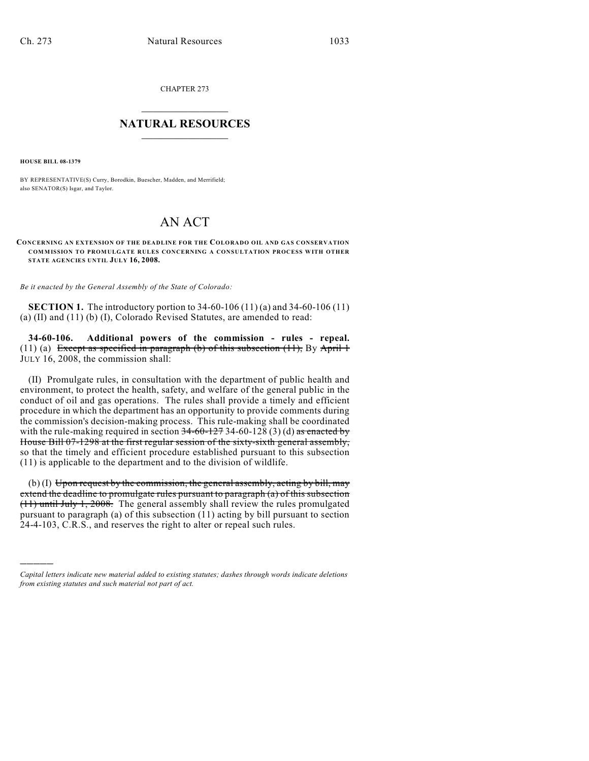CHAPTER 273

## NATURAL RESOURCES

**HOUSE BILL 08-1379**

BY REPRESENTATIVE(S) Curry, Borodkin, Buescher, Madden, and Merrifield; also SENATOR(S) Isgar, and Taylor.

# AN ACT

**CONCERNING AN EXTENSION OF THE DEADLINE FOR THE COLORADO OIL AND GAS CONSERVATION COMMISSION TO PROMULGATE RULES CONCERNING A CONSULTATION PROCESS WITH OTHER STATE AGENCIES UNTIL JULY 16, 2008.**

*Be it enacted by the General Assembly of the State of Colorado:*

**SECTION 1.** The introductory portion to 34-60-106 (11) (a) and 34-60-106 (11) (a) (II) and (11) (b) (I), Colorado Revised Statutes, are amended to read:

**34-60-106. Additional powers of the commission - rules - repeal.** (11) (a) ~~Except as specified in paragraph (b) of this subsection (11),~~ By ~~April 1~~ JULY 16, 2008, the commission shall:

(II) Promulgate rules, in consultation with the department of public health and environment, to protect the health, safety, and welfare of the general public in the conduct of oil and gas operations. The rules shall provide a timely and efficient procedure in which the department has an opportunity to provide comments during the commission's decision-making process. This rule-making shall be coordinated with the rule-making required in section ~~34-60-127~~ 34-60-128 (3) (d) ~~as enacted by House Bill 07-1298 at the first regular session of the sixty-sixth general assembly,~~ so that the timely and efficient procedure established pursuant to this subsection (11) is applicable to the department and to the division of wildlife.

(b) (I) ~~Upon request by the commission, the general assembly, acting by bill, may extend the deadline to promulgate rules pursuant to paragraph (a) of this subsection (11) until July 1, 2008.~~ The general assembly shall review the rules promulgated pursuant to paragraph (a) of this subsection (11) acting by bill pursuant to section 24-4-103, C.R.S., and reserves the right to alter or repeal such rules.

---

*Capital letters indicate new material added to existing statutes; dashes through words indicate deletions from existing statutes and such material not part of act.*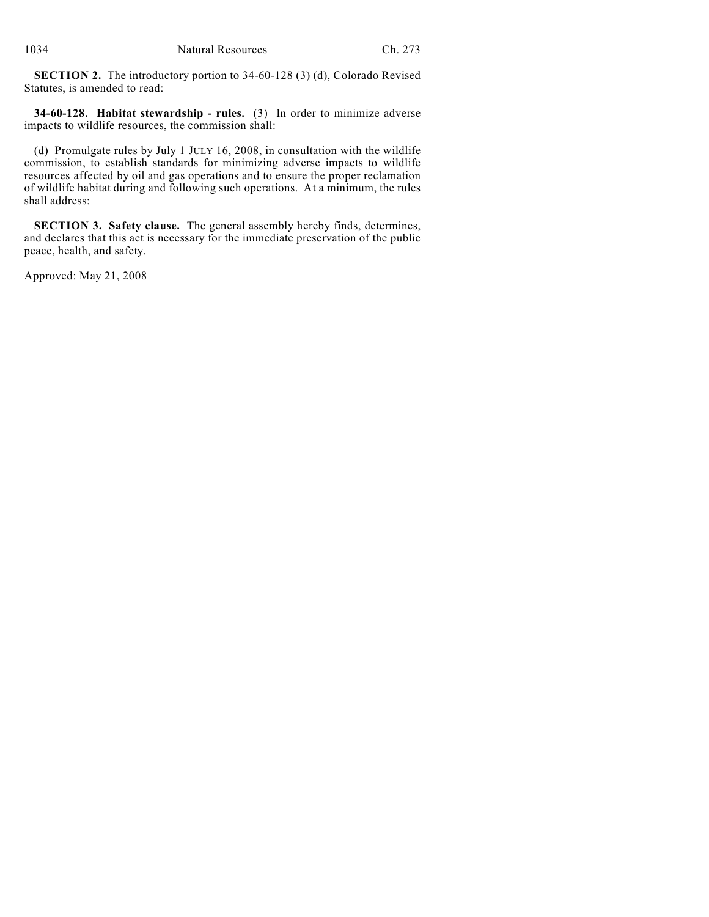**SECTION 2.** The introductory portion to 34-60-128 (3) (d), Colorado Revised Statutes, is amended to read:

**34-60-128. Habitat stewardship - rules.** (3) In order to minimize adverse impacts to wildlife resources, the commission shall:

(d) Promulgate rules by ~~July 1~~ JULY 16, 2008, in consultation with the wildlife commission, to establish standards for minimizing adverse impacts to wildlife resources affected by oil and gas operations and to ensure the proper reclamation of wildlife habitat during and following such operations. At a minimum, the rules shall address:

**SECTION 3. Safety clause.** The general assembly hereby finds, determines, and declares that this act is necessary for the immediate preservation of the public peace, health, and safety.

Approved: May 21, 2008